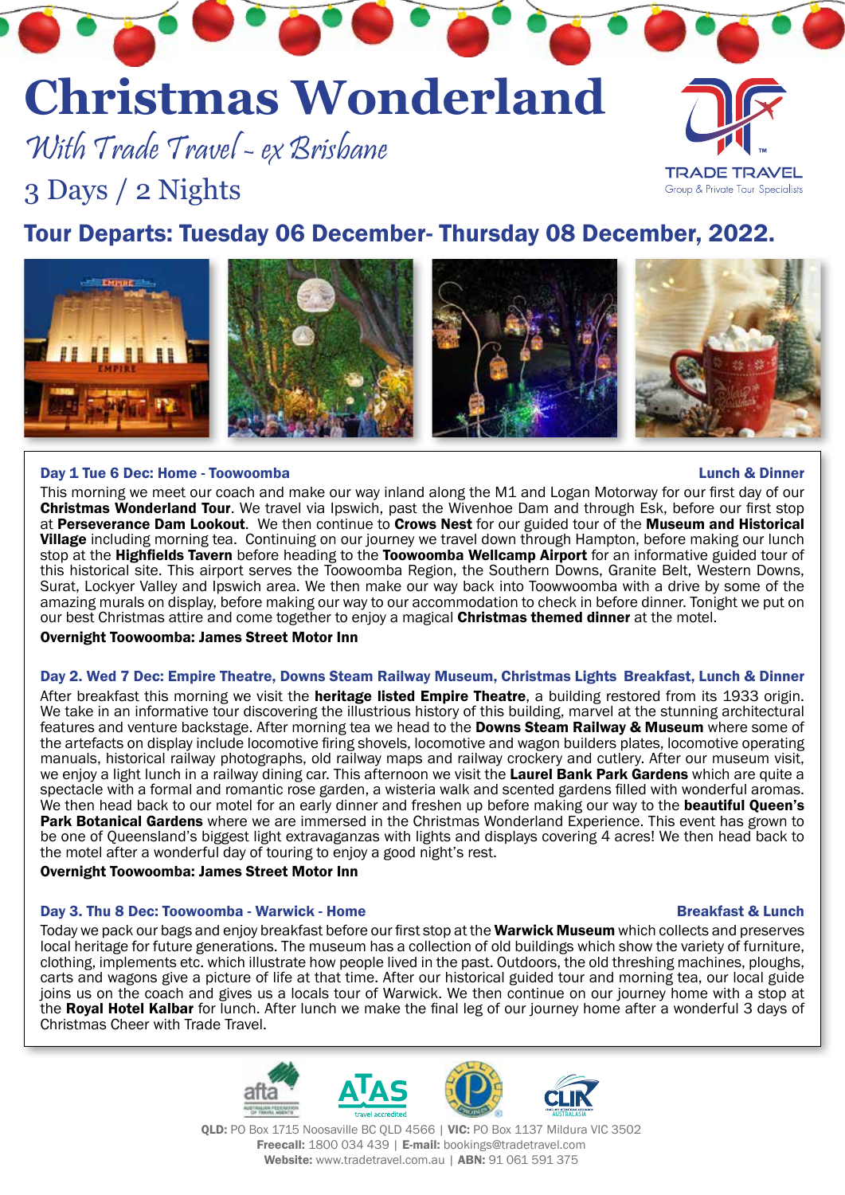# Christmas Wonderland

*With Trade Travel - ex Brisbane*

3 Days / 2 Nights

TRADE TRAVEL
Group & Private Tour Specialists

## Tour Departs: Tuesday 06 December- Thursday 08 December, 2022.

### Day 1 Tue 6 Dec: Home - Toowoomba — Lunch & Dinner

This morning we meet our coach and make our way inland along the M1 and Logan Motorway for our first day of our **Christmas Wonderland Tour**. We travel via Ipswich, past the Wivenhoe Dam and through Esk, before our first stop at **Perseverance Dam Lookout**. We then continue to **Crows Nest** for our guided tour of the **Museum and Historical Village** including morning tea. Continuing on our journey we travel down through Hampton, before making our lunch stop at the **Highfields Tavern** before heading to the **Toowoomba Wellcamp Airport** for an informative guided tour of this historical site. This airport serves the Toowoomba Region, the Southern Downs, Granite Belt, Western Downs, Surat, Lockyer Valley and Ipswich area. We then make our way back into Toowwoomba with a drive by some of the amazing murals on display, before making our way to our accommodation to check in before dinner. Tonight we put on our best Christmas attire and come together to enjoy a magical **Christmas themed dinner** at the motel.

**Overnight Toowoomba: James Street Motor Inn**

### Day 2. Wed 7 Dec: Empire Theatre, Downs Steam Railway Museum, Christmas Lights — Breakfast, Lunch & Dinner

After breakfast this morning we visit the **heritage listed Empire Theatre**, a building restored from its 1933 origin. We take in an informative tour discovering the illustrious history of this building, marvel at the stunning architectural features and venture backstage. After morning tea we head to the **Downs Steam Railway & Museum** where some of the artefacts on display include locomotive firing shovels, locomotive and wagon builders plates, locomotive operating manuals, historical railway photographs, old railway maps and railway crockery and cutlery. After our museum visit, we enjoy a light lunch in a railway dining car. This afternoon we visit the **Laurel Bank Park Gardens** which are quite a spectacle with a formal and romantic rose garden, a wisteria walk and scented gardens filled with wonderful aromas. We then head back to our motel for an early dinner and freshen up before making our way to the **beautiful Queen's Park Botanical Gardens** where we are immersed in the Christmas Wonderland Experience. This event has grown to be one of Queensland's biggest light extravaganzas with lights and displays covering 4 acres! We then head back to the motel after a wonderful day of touring to enjoy a good night's rest.

**Overnight Toowoomba: James Street Motor Inn**

### Day 3. Thu 8 Dec: Toowoomba - Warwick - Home — Breakfast & Lunch

Today we pack our bags and enjoy breakfast before our first stop at the **Warwick Museum** which collects and preserves local heritage for future generations. The museum has a collection of old buildings which show the variety of furniture, clothing, implements etc. which illustrate how people lived in the past. Outdoors, the old threshing machines, ploughs, carts and wagons give a picture of life at that time. After our historical guided tour and morning tea, our local guide joins us on the coach and gives us a locals tour of Warwick. We then continue on our journey home with a stop at the **Royal Hotel Kalbar** for lunch. After lunch we make the final leg of our journey home after a wonderful 3 days of Christmas Cheer with Trade Travel.

**QLD:** PO Box 1715 Noosaville BC QLD 4566 | **VIC:** PO Box 1137 Mildura VIC 3502
**Freecall:** 1800 034 439 | **E-mail:** bookings@tradetravel.com
**Website:** www.tradetravel.com.au | **ABN:** 91 061 591 375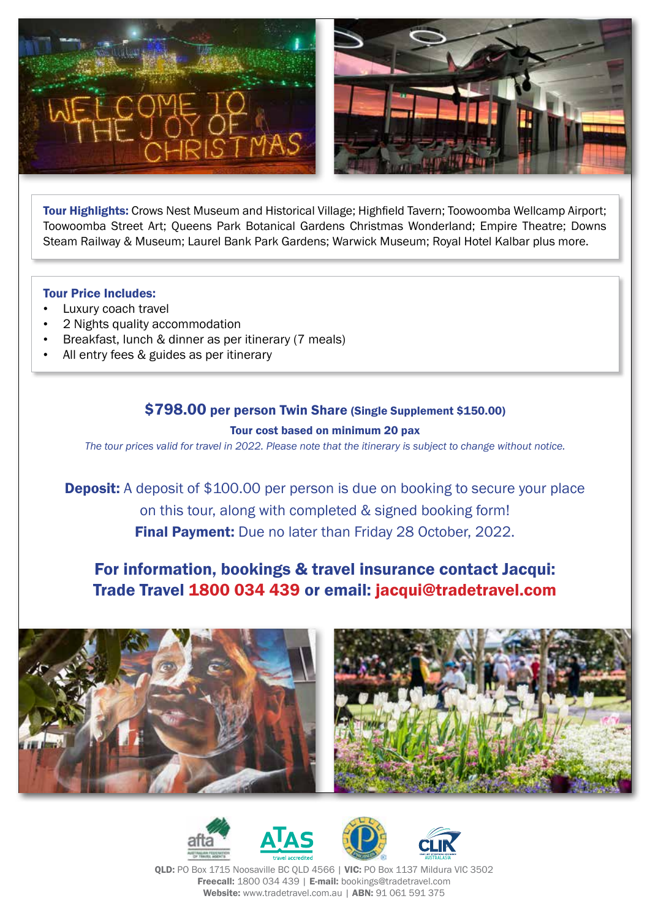**Tour Highlights:** Crows Nest Museum and Historical Village; Highfield Tavern; Toowoomba Wellcamp Airport; Toowoomba Street Art; Queens Park Botanical Gardens Christmas Wonderland; Empire Theatre; Downs Steam Railway & Museum; Laurel Bank Park Gardens; Warwick Museum; Royal Hotel Kalbar plus more.

**Tour Price Includes:**

- Luxury coach travel
- 2 Nights quality accommodation
- Breakfast, lunch & dinner as per itinerary (7 meals)
- All entry fees & guides as per itinerary

**$798.00 per person Twin Share (Single Supplement $150.00)**

**Tour cost based on minimum 20 pax**

*The tour prices valid for travel in 2022. Please note that the itinerary is subject to change without notice.*

**Deposit:** A deposit of $100.00 per person is due on booking to secure your place on this tour, along with completed & signed booking form!

**Final Payment:** Due no later than Friday 28 October, 2022.

**For information, bookings & travel insurance contact Jacqui:**
**Trade Travel 1800 034 439 or email: jacqui@tradetravel.com**

**QLD:** PO Box 1715 Noosaville BC QLD 4566 | **VIC:** PO Box 1137 Mildura VIC 3502
**Freecall:** 1800 034 439 | **E-mail:** bookings@tradetravel.com
**Website:** www.tradetravel.com.au | **ABN:** 91 061 591 375